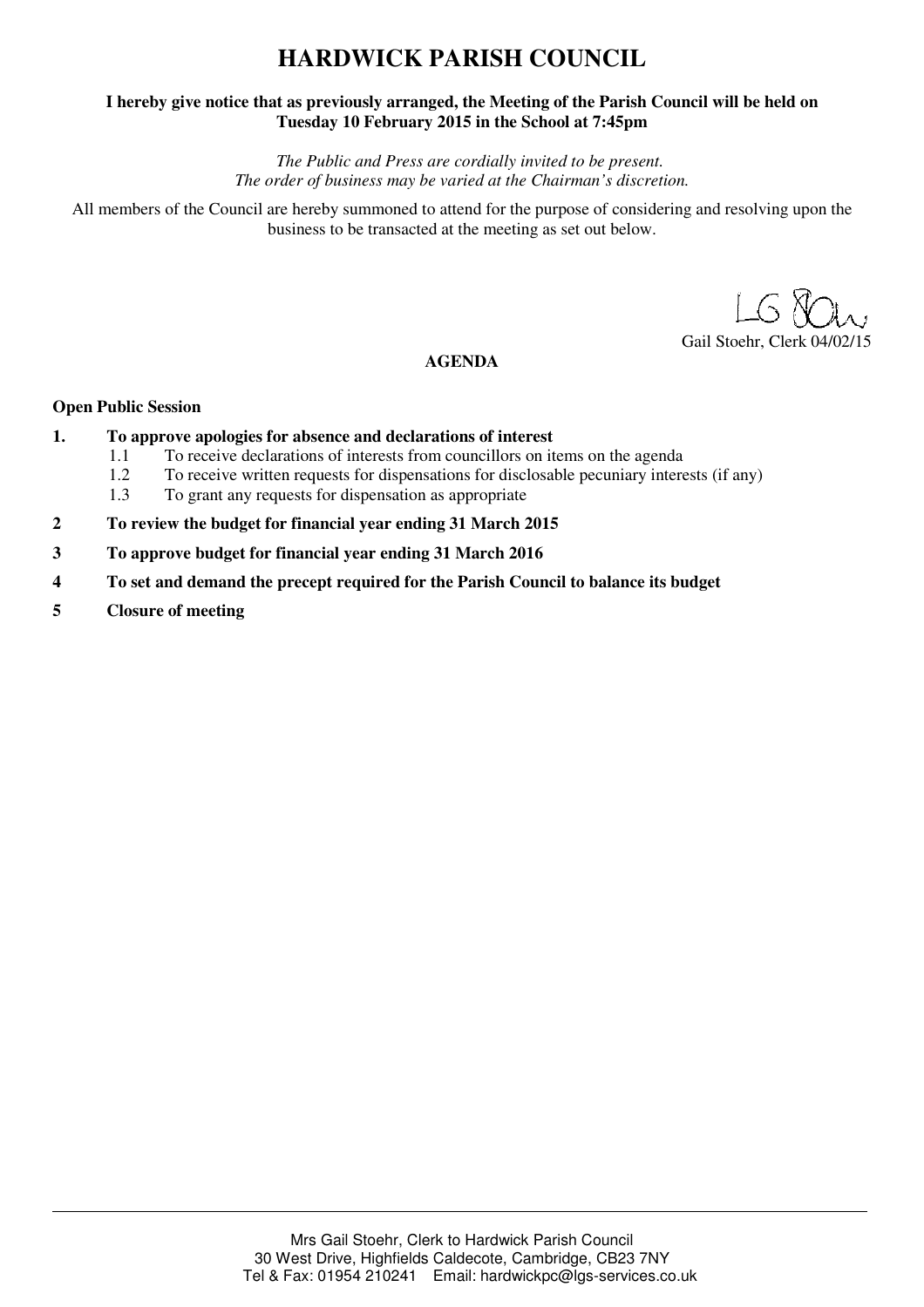# HARDWICK PARISH COUNCIL

**I hereby give notice that as previously arranged, the Meeting of the Parish Council will be held on Tuesday 10 February 2015 in the School at 7:45pm**

*The Public and Press are cordially invited to be present.*
*The order of business may be varied at the Chairman's discretion.*

All members of the Council are hereby summoned to attend for the purpose of considering and resolving upon the business to be transacted at the meeting as set out below.

Gail Stoehr, Clerk 04/02/15

**AGENDA**

**Open Public Session**

**1. To approve apologies for absence and declarations of interest**

- 1.1 To receive declarations of interests from councillors on items on the agenda
- 1.2 To receive written requests for dispensations for disclosable pecuniary interests (if any)
- 1.3 To grant any requests for dispensation as appropriate

**2 To review the budget for financial year ending 31 March 2015**

**3 To approve budget for financial year ending 31 March 2016**

**4 To set and demand the precept required for the Parish Council to balance its budget**

**5 Closure of meeting**

Mrs Gail Stoehr, Clerk to Hardwick Parish Council
30 West Drive, Highfields Caldecote, Cambridge, CB23 7NY
Tel & Fax: 01954 210241 Email: hardwickpc@lgs-services.co.uk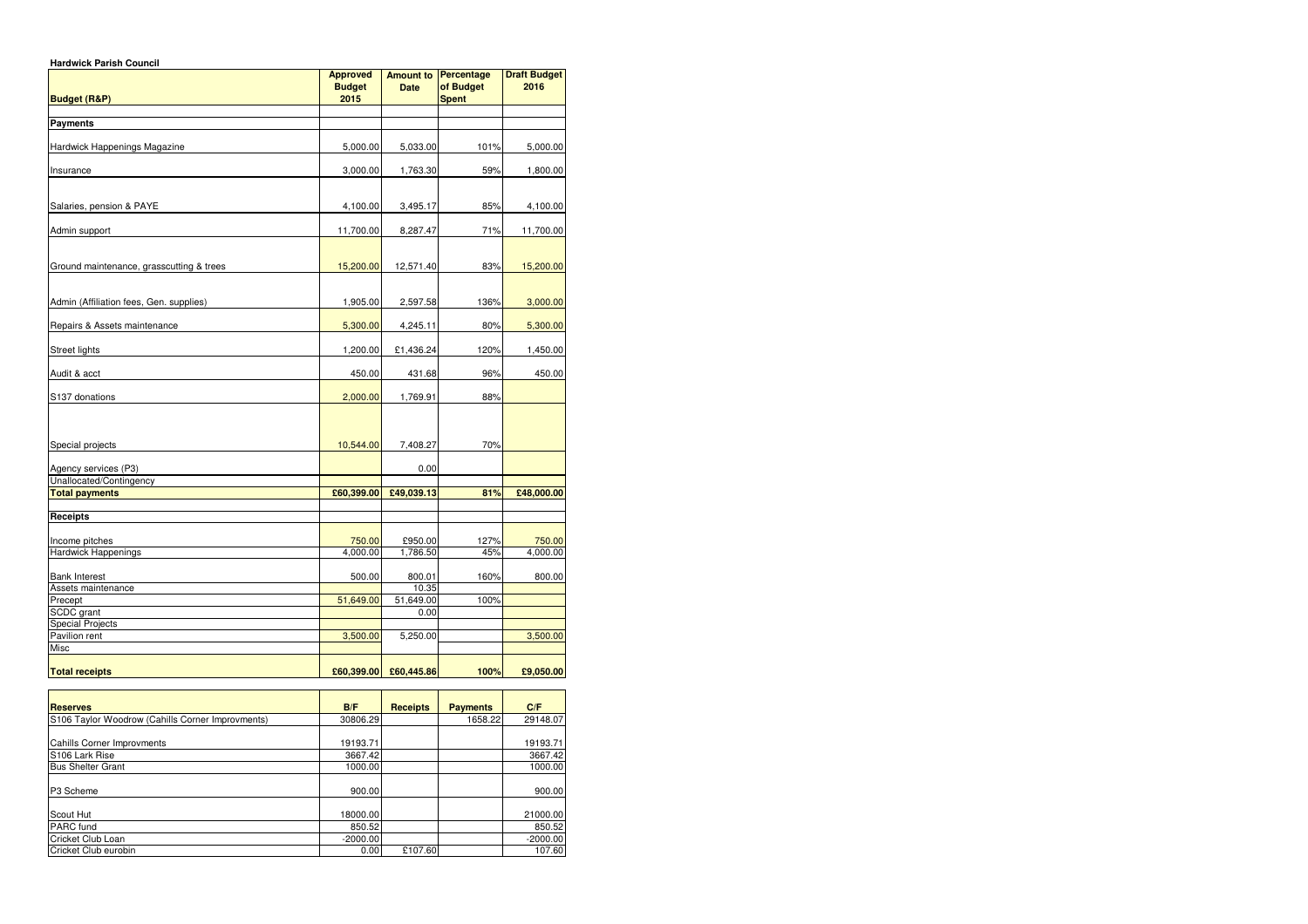**Hardwick Parish Council**

| Budget (R&P) | Approved Budget 2015 | Amount to Date | Percentage of Budget Spent | Draft Budget 2016 |
|---|---|---|---|---|
| **Payments** | | | | |
| Hardwick Happenings Magazine | 5,000.00 | 5,033.00 | 101% | 5,000.00 |
| Insurance | 3,000.00 | 1,763.30 | 59% | 1,800.00 |
| Salaries, pension & PAYE | 4,100.00 | 3,495.17 | 85% | 4,100.00 |
| Admin support | 11,700.00 | 8,287.47 | 71% | 11,700.00 |
| Ground maintenance, grasscutting & trees | 15,200.00 | 12,571.40 | 83% | 15,200.00 |
| Admin (Affiliation fees, Gen. supplies) | 1,905.00 | 2,597.58 | 136% | 3,000.00 |
| Repairs & Assets maintenance | 5,300.00 | 4,245.11 | 80% | 5,300.00 |
| Street lights | 1,200.00 | £1,436.24 | 120% | 1,450.00 |
| Audit & acct | 450.00 | 431.68 | 96% | 450.00 |
| S137 donations | 2,000.00 | 1,769.91 | 88% | |
| Special projects | 10,544.00 | 7,408.27 | 70% | |
| Agency services (P3) | | 0.00 | | |
| Unallocated/Contingency | | | | |
| **Total payments** | **£60,399.00** | **£49,039.13** | **81%** | **£48,000.00** |
| **Receipts** | | | | |
| Income pitches | 750.00 | £950.00 | 127% | 750.00 |
| Hardwick Happenings | 4,000.00 | 1,786.50 | 45% | 4,000.00 |
| Bank Interest | 500.00 | 800.01 | 160% | 800.00 |
| Assets maintenance | | 10.35 | | |
| Precept | 51,649.00 | 51,649.00 | 100% | |
| SCDC grant | | 0.00 | | |
| Special Projects | | | | |
| Pavilion rent | 3,500.00 | 5,250.00 | | 3,500.00 |
| Misc | | | | |
| **Total receipts** | **£60,399.00** | **£60,445.86** | **100%** | **£9,050.00** |

| Reserves | B/F | Receipts | Payments | C/F |
|---|---|---|---|---|
| S106 Taylor Woodrow (Cahills Corner Improvments) | 30806.29 | | 1658.22 | 29148.07 |
| Cahills Corner Improvments | 19193.71 | | | 19193.71 |
| S106 Lark Rise | 3667.42 | | | 3667.42 |
| Bus Shelter Grant | 1000.00 | | | 1000.00 |
| P3 Scheme | 900.00 | | | 900.00 |
| Scout Hut | 18000.00 | | | 21000.00 |
| PARC fund | 850.52 | | | 850.52 |
| Cricket Club Loan | -2000.00 | | | -2000.00 |
| Cricket Club eurobin | 0.00 | £107.60 | | 107.60 |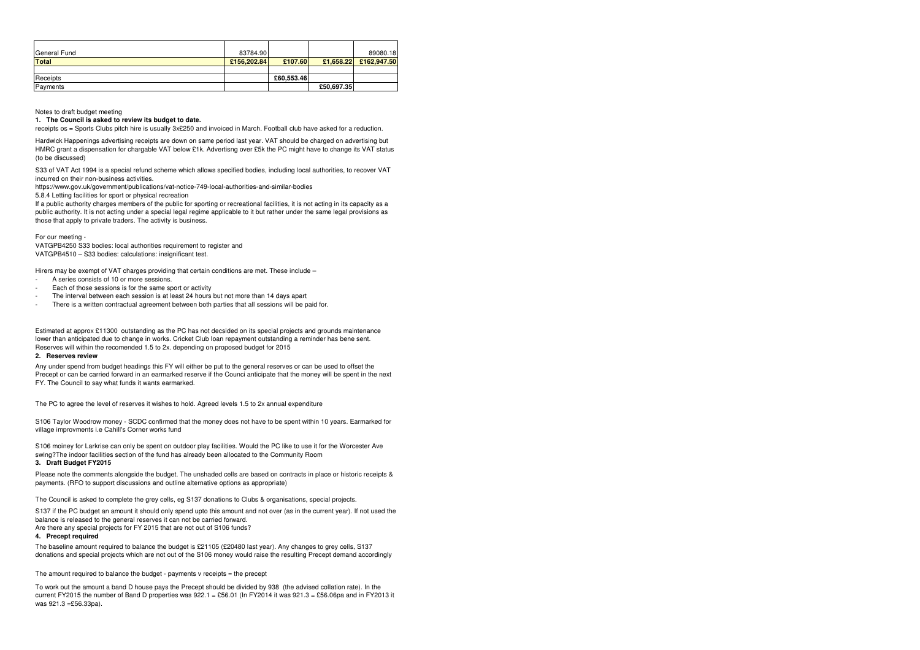| | | | | |
|---|---|---|---|---|
| General Fund | 83784.90 | | | 89080.18 |
| **Total** | **£156,202.84** | **£107.60** | **£1,658.22** | **£162,947.50** |
| | | | | |
| Receipts | | £60,553.46 | | |
| Payments | | | £50,697.35 | |

Notes to draft budget meeting

**1. The Council is asked to review its budget to date.**

receipts os = Sports Clubs pitch hire is usually 3x£250 and invoiced in March. Football club have asked for a reduction.

Hardwick Happenings advertising receipts are down on same period last year. VAT should be charged on advertising but HMRC grant a dispensation for chargable VAT below £1k. Advertisng over £5k the PC might have to change its VAT status (to be discussed)

S33 of VAT Act 1994 is a special refund scheme which allows specified bodies, including local authorities, to recover VAT incurred on their non-business activities.

https://www.gov.uk/government/publications/vat-notice-749-local-authorities-and-similar-bodies

5.8.4 Letting facilities for sport or physical recreation

If a public authority charges members of the public for sporting or recreational facilities, it is not acting in its capacity as a public authority. It is not acting under a special legal regime applicable to it but rather under the same legal provisions as those that apply to private traders. The activity is business.

For our meeting -

VATGPB4250 S33 bodies: local authorities requirement to register and

VATGPB4510 – S33 bodies: calculations: insignificant test.

Hirers may be exempt of VAT charges providing that certain conditions are met. These include –

- A series consists of 10 or more sessions.
- Each of those sessions is for the same sport or activity
- The interval between each session is at least 24 hours but not more than 14 days apart
- There is a written contractual agreement between both parties that all sessions will be paid for.

Estimated at approx £11300 outstanding as the PC has not decsided on its special projects and grounds maintenance lower than anticipated due to change in works. Cricket Club loan repayment outstanding a reminder has bene sent. Reserves will within the recomended 1.5 to 2x. depending on proposed budget for 2015

**2. Reserves review**

Any under spend from budget headings this FY will either be put to the general reserves or can be used to offset the Precept or can be carried forward in an earmarked reserve if the Counci anticipate that the money will be spent in the next FY. The Council to say what funds it wants earmarked.

The PC to agree the level of reserves it wishes to hold. Agreed levels 1.5 to 2x annual expenditure

S106 Taylor Woodrow money - SCDC confirmed that the money does not have to be spent within 10 years. Earmarked for village improvments i.e Cahill's Corner works fund

S106 moiney for Larkrise can only be spent on outdoor play facilities. Would the PC like to use it for the Worcester Ave swing?The indoor facilities section of the fund has already been allocated to the Community Room

**3. Draft Budget FY2015**

Please note the comments alongside the budget. The unshaded cells are based on contracts in place or historic receipts & payments. (RFO to support discussions and outline alternative options as appropriate)

The Council is asked to complete the grey cells, eg S137 donations to Clubs & organisations, special projects.

S137 if the PC budget an amount it should only spend upto this amount and not over (as in the current year). If not used the balance is released to the general reserves it can not be carried forward.

Are there any special projects for FY 2015 that are not out of S106 funds?

**4. Precept required**

The baseline amount required to balance the budget is £21105 (£20480 last year). Any changes to grey cells, S137 donations and special projects which are not out of the S106 money would raise the resulting Precept demand accordingly

The amount required to balance the budget - payments v receipts = the precept

To work out the amount a band D house pays the Precept should be divided by 938 (the advised collation rate). In the current FY2015 the number of Band D properties was 922.1 = £56.01 (In FY2014 it was 921.3 = £56.06pa and in FY2013 it was 921.3 =£56.33pa).